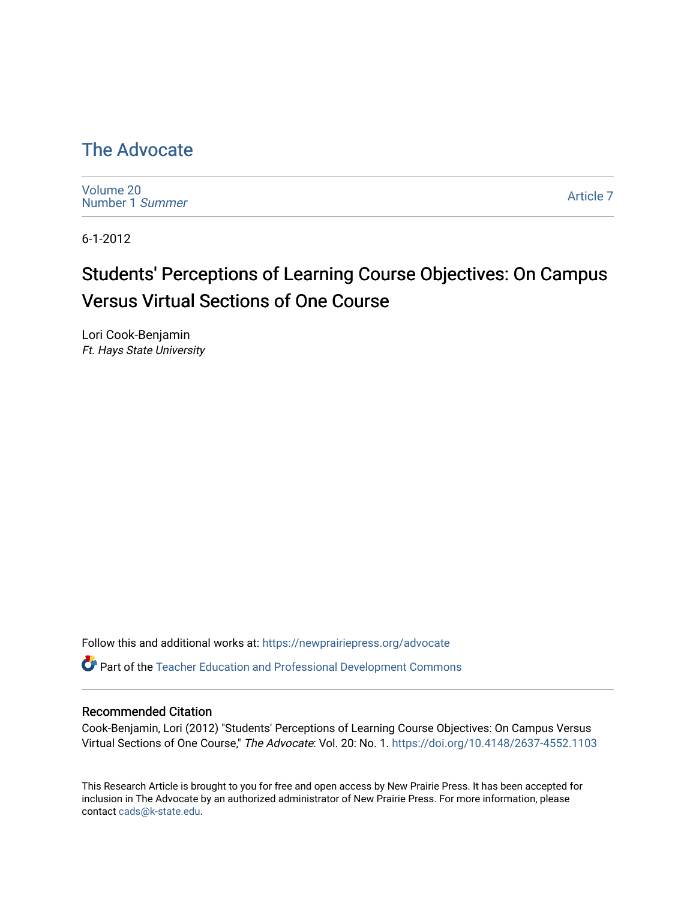# The Advocate

Volume 20
Number 1 *Summer*

Article 7

6-1-2012

## Students' Perceptions of Learning Course Objectives: On Campus Versus Virtual Sections of One Course

Lori Cook-Benjamin
*Ft. Hays State University*

Follow this and additional works at: https://newprairiepress.org/advocate

Part of the Teacher Education and Professional Development Commons

### Recommended Citation

Cook-Benjamin, Lori (2012) "Students' Perceptions of Learning Course Objectives: On Campus Versus Virtual Sections of One Course," *The Advocate*: Vol. 20: No. 1. https://doi.org/10.4148/2637-4552.1103

This Research Article is brought to you for free and open access by New Prairie Press. It has been accepted for inclusion in The Advocate by an authorized administrator of New Prairie Press. For more information, please contact cads@k-state.edu.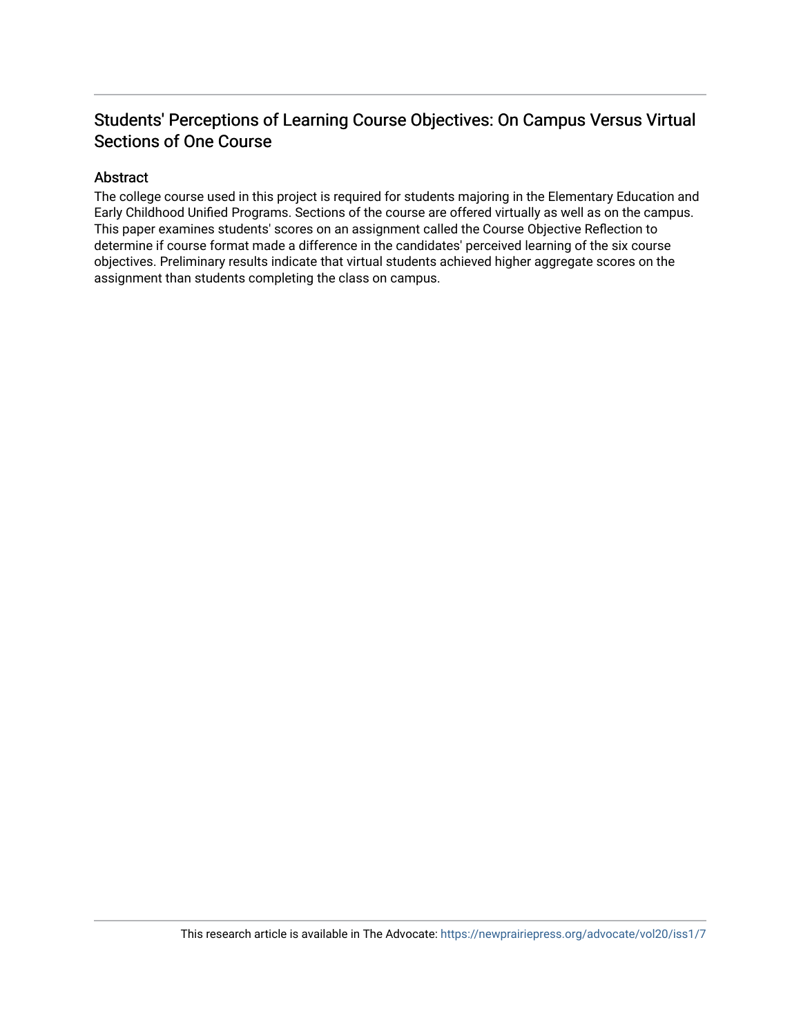## Students' Perceptions of Learning Course Objectives: On Campus Versus Virtual Sections of One Course

### Abstract

The college course used in this project is required for students majoring in the Elementary Education and Early Childhood Unified Programs. Sections of the course are offered virtually as well as on the campus. This paper examines students' scores on an assignment called the Course Objective Reflection to determine if course format made a difference in the candidates' perceived learning of the six course objectives. Preliminary results indicate that virtual students achieved higher aggregate scores on the assignment than students completing the class on campus.

This research article is available in The Advocate: https://newprairiepress.org/advocate/vol20/iss1/7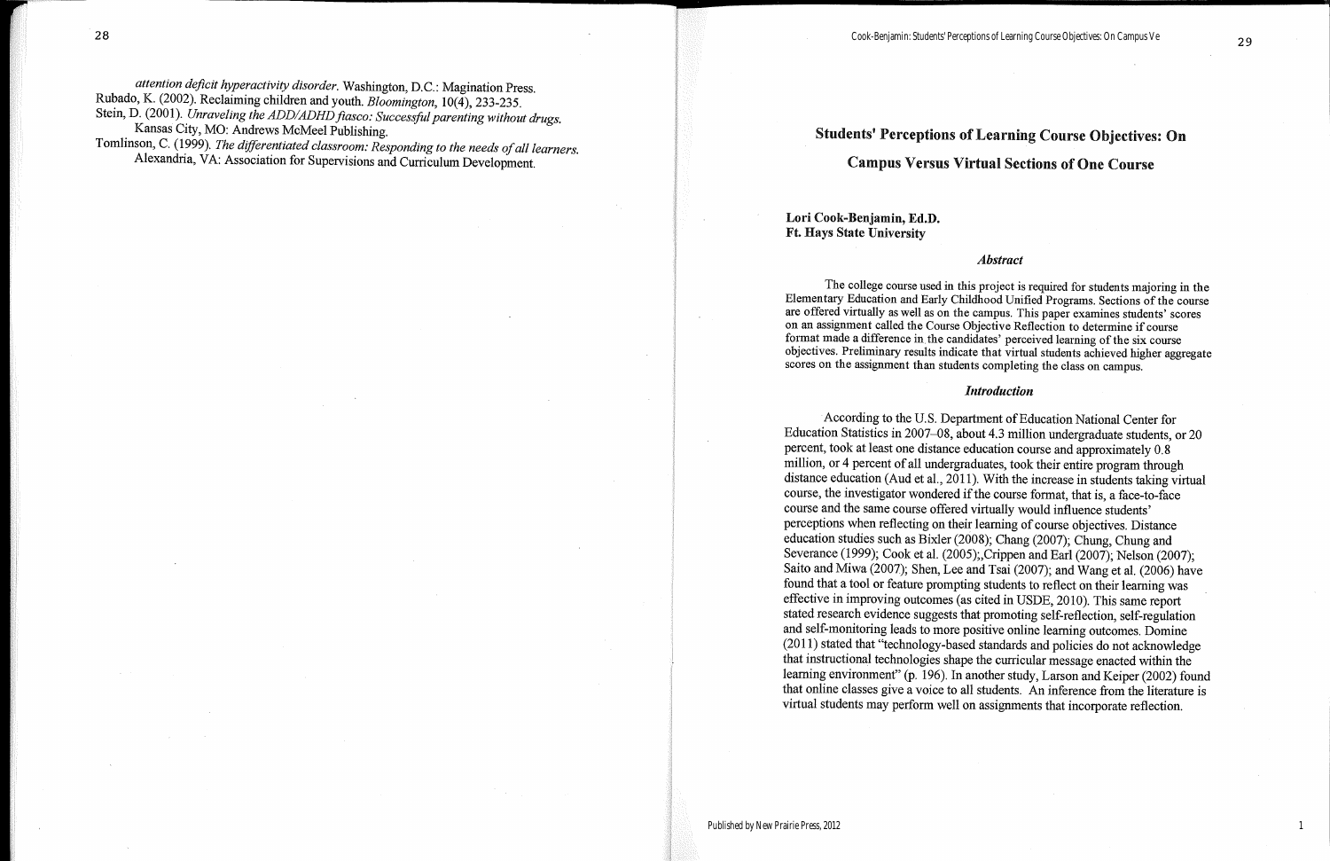*attention deficit hyperactivity disorder.* Washington, D.C.: Magination Press.

Rubado, K. (2002). Reclaiming children and youth. *Bloomington*, 10(4), 233-235.

Stein, D. (2001). *Unraveling the ADD/ADHD fiasco: Successful parenting without drugs.* Kansas City, MO: Andrews McMeel Publishing.

Tomlinson, C. (1999). *The differentiated classroom: Responding to the needs of all learners.* Alexandria, VA: Association for Supervisions and Curriculum Development.

# Students' Perceptions of Learning Course Objectives: On Campus Versus Virtual Sections of One Course

**Lori Cook-Benjamin, Ed.D.**
**Ft. Hays State University**

### *Abstract*

The college course used in this project is required for students majoring in the Elementary Education and Early Childhood Unified Programs. Sections of the course are offered virtually as well as on the campus. This paper examines students' scores on an assignment called the Course Objective Reflection to determine if course format made a difference in the candidates' perceived learning of the six course objectives. Preliminary results indicate that virtual students achieved higher aggregate scores on the assignment than students completing the class on campus.

### *Introduction*

According to the U.S. Department of Education National Center for Education Statistics in 2007–08, about 4.3 million undergraduate students, or 20 percent, took at least one distance education course and approximately 0.8 million, or 4 percent of all undergraduates, took their entire program through distance education (Aud et al., 2011). With the increase in students taking virtual course, the investigator wondered if the course format, that is, a face-to-face course and the same course offered virtually would influence students' perceptions when reflecting on their learning of course objectives. Distance education studies such as Bixler (2008); Chang (2007); Chung, Chung and Severance (1999); Cook et al. (2005);,Crippen and Earl (2007); Nelson (2007); Saito and Miwa (2007); Shen, Lee and Tsai (2007); and Wang et al. (2006) have found that a tool or feature prompting students to reflect on their learning was effective in improving outcomes (as cited in USDE, 2010). This same report stated research evidence suggests that promoting self-reflection, self-regulation and self-monitoring leads to more positive online learning outcomes. Domine (2011) stated that "technology-based standards and policies do not acknowledge that instructional technologies shape the curricular message enacted within the learning environment" (p. 196). In another study, Larson and Keiper (2002) found that online classes give a voice to all students. An inference from the literature is virtual students may perform well on assignments that incorporate reflection.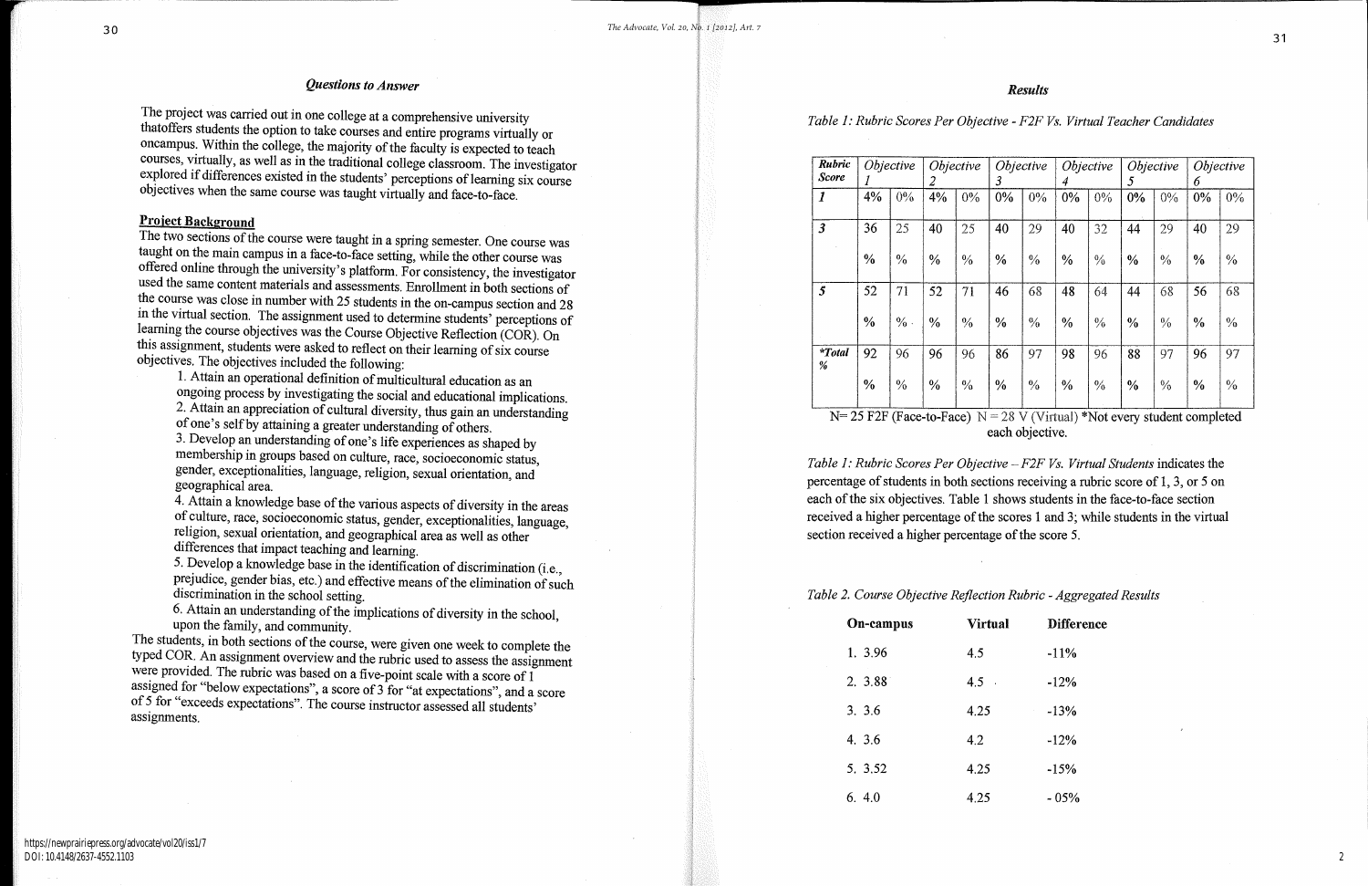### *Questions to Answer*

The project was carried out in one college at a comprehensive university thatoffers students the option to take courses and entire programs virtually or oncampus. Within the college, the majority of the faculty is expected to teach courses, virtually, as well as in the traditional college classroom. The investigator explored if differences existed in the students' perceptions of learning six course objectives when the same course was taught virtually and face-to-face.

**Project Background**

The two sections of the course were taught in a spring semester. One course was taught on the main campus in a face-to-face setting, while the other course was offered online through the university's platform. For consistency, the investigator used the same content materials and assessments. Enrollment in both sections of the course was close in number with 25 students in the on-campus section and 28 in the virtual section. The assignment used to determine students' perceptions of learning the course objectives was the Course Objective Reflection (COR). On this assignment, students were asked to reflect on their learning of six course objectives. The objectives included the following:

1. Attain an operational definition of multicultural education as an ongoing process by investigating the social and educational implications.
2. Attain an appreciation of cultural diversity, thus gain an understanding of one's self by attaining a greater understanding of others.
3. Develop an understanding of one's life experiences as shaped by membership in groups based on culture, race, socioeconomic status, gender, exceptionalities, language, religion, sexual orientation, and geographical area.
4. Attain a knowledge base of the various aspects of diversity in the areas of culture, race, socioeconomic status, gender, exceptionalities, language, religion, sexual orientation, and geographical area as well as other differences that impact teaching and learning.
5. Develop a knowledge base in the identification of discrimination (i.e., prejudice, gender bias, etc.) and effective means of the elimination of such discrimination in the school setting.
6. Attain an understanding of the implications of diversity in the school, upon the family, and community.

The students, in both sections of the course, were given one week to complete the typed COR. An assignment overview and the rubric used to assess the assignment were provided. The rubric was based on a five-point scale with a score of 1 assigned for "below expectations", a score of 3 for "at expectations", and a score of 5 for "exceeds expectations". The course instructor assessed all students' assignments.

### *Results*

*Table 1: Rubric Scores Per Objective - F2F Vs. Virtual Teacher Candidates*

| *Rubric Score* | *Objective 1* | | *Objective 2* | | *Objective 3* | | *Objective 4* | | *Objective 5* | | *Objective 6* | |
|---|---|---|---|---|---|---|---|---|---|---|---|---|
| *1* | 4% | 0% | 4% | 0% | 0% | 0% | 0% | 0% | 0% | 0% | 0% | 0% |
| *3* | 36% | 25% | 40% | 25% | 40% | 29% | 40% | 32% | 44% | 29% | 40% | 29% |
| *5* | 52% | 71% | 52% | 71% | 46% | 68% | 48% | 64% | 44% | 68% | 56% | 68% |
| *\*Total %* | 92% | 96% | 96% | 96% | 86% | 97% | 98% | 96% | 88% | 97% | 96% | 97% |

N= 25 F2F (Face-to-Face) N = 28 V (Virtual) *Not every student completed each objective.

*Table 1: Rubric Scores Per Objective – F2F Vs. Virtual Students* indicates the percentage of students in both sections receiving a rubric score of 1, 3, or 5 on each of the six objectives. Table 1 shows students in the face-to-face section received a higher percentage of the scores 1 and 3; while students in the virtual section received a higher percentage of the score 5.

*Table 2. Course Objective Reflection Rubric - Aggregated Results*

| On-campus | Virtual | Difference |
|---|---|---|
| 1. 3.96 | 4.5 | -11% |
| 2. 3.88 | 4.5 | -12% |
| 3. 3.6 | 4.25 | -13% |
| 4. 3.6 | 4.2 | -12% |
| 5. 3.52 | 4.25 | -15% |
| 6. 4.0 | 4.25 | - 05% |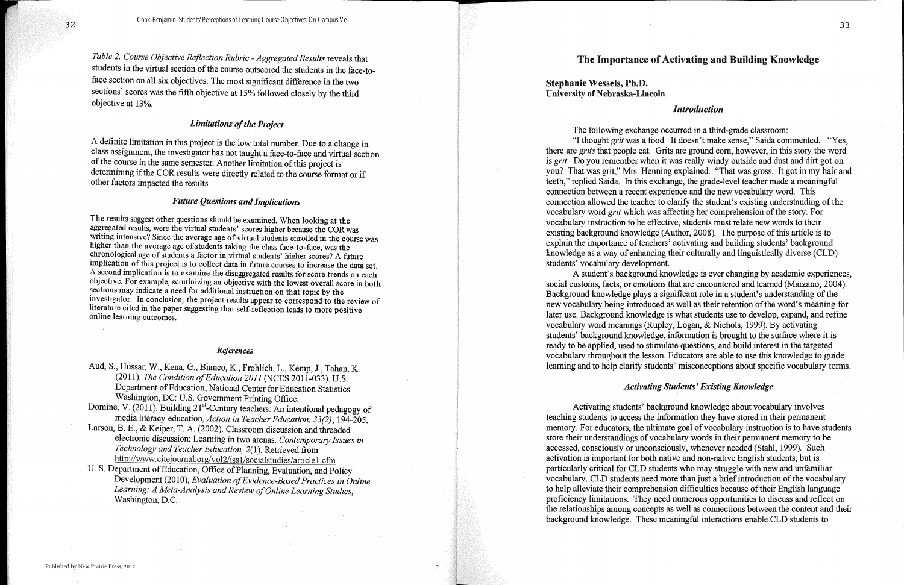*Table 2. Course Objective Reflection Rubric - Aggregated Results* reveals that students in the virtual section of the course outscored the students in the face-to-face section on all six objectives. The most significant difference in the two sections' scores was the fifth objective at 15% followed closely by the third objective at 13%.

### *Limitations of the Project*

A definite limitation in this project is the low total number. Due to a change in class assignment, the investigator has not taught a face-to-face and virtual section of the course in the same semester. Another limitation of this project is determining if the COR results were directly related to the course format or if other factors impacted the results.

### *Future Questions and Implications*

The results suggest other questions should be examined. When looking at the aggregated results, were the virtual students' scores higher because the COR was writing intensive? Since the average age of virtual students enrolled in the course was higher than the average age of students taking the class face-to-face, was the chronological age of students a factor in virtual students' higher scores? A future implication of this project is to collect data in future courses to increase the data set. A second implication is to examine the disaggregated results for score trends on each objective. For example, scrutinizing an objective with the lowest overall score in both sections may indicate a need for additional instruction on that topic by the investigator. In conclusion, the project results appear to correspond to the review of literature cited in the paper suggesting that self-reflection leads to more positive online learning outcomes.

### *References*

Aud, S., Hussar, W., Kena, G., Bianco, K., Frohlich, L., Kemp, J., Tahan, K. (2011). *The Condition of Education 2011* (NCES 2011-033). U.S. Department of Education, National Center for Education Statistics. Washington, DC: U.S. Government Printing Office.

Domine, V. (2011). Building 21st-Century teachers: An intentional pedagogy of media literacy education, *Action in Teacher Education, 33(2)*, 194-205.

Larson, B. E., & Keiper, T. A. (2002). Classroom discussion and threaded electronic discussion: Learning in two arenas. *Contemporary Issues in Technology and Teacher Education, 2*(1). Retrieved from http://www.citejournal.org/vol2/iss1/socialstudies/article1.cfm

U. S. Department of Education, Office of Planning, Evaluation, and Policy Development (2010), *Evaluation of Evidence-Based Practices in Online Learning: A Meta-Analysis and Review of Online Learning Studies*, Washington, D.C.

# The Importance of Activating and Building Knowledge

**Stephanie Wessels, Ph.D.**
**University of Nebraska-Lincoln**

## *Introduction*

The following exchange occurred in a third-grade classroom:

"I thought *grit* was a food. It doesn't make sense," Saida commented. "Yes, there are *grits* that people eat. Grits are ground corn, however, in this story the word is *grit*. Do you remember when it was really windy outside and dust and dirt got on you? That was grit," Mrs. Henning explained. "That was gross. It got in my hair and teeth," replied Saida. In this exchange, the grade-level teacher made a meaningful connection between a recent experience and the new vocabulary word. This connection allowed the teacher to clarify the student's existing understanding of the vocabulary word *grit* which was affecting her comprehension of the story. For vocabulary instruction to be effective, students must relate new words to their existing background knowledge (Author, 2008). The purpose of this article is to explain the importance of teachers' activating and building students' background knowledge as a way of enhancing their culturally and linguistically diverse (CLD) students' vocabulary development.

A student's background knowledge is ever changing by academic experiences, social customs, facts, or emotions that are encountered and learned (Marzano, 2004). Background knowledge plays a significant role in a student's understanding of the new vocabulary being introduced as well as their retention of the word's meaning for later use. Background knowledge is what students use to develop, expand, and refine vocabulary word meanings (Rupley, Logan, & Nichols, 1999). By activating students' background knowledge, information is brought to the surface where it is ready to be applied, used to stimulate questions, and build interest in the targeted vocabulary throughout the lesson. Educators are able to use this knowledge to guide learning and to help clarify students' misconceptions about specific vocabulary terms.

## *Activating Students' Existing Knowledge*

Activating students' background knowledge about vocabulary involves teaching students to access the information they have stored in their permanent memory. For educators, the ultimate goal of vocabulary instruction is to have students store their understandings of vocabulary words in their permanent memory to be accessed, consciously or unconsciously, whenever needed (Stahl, 1999). Such activation is important for both native and non-native English students, but is particularly critical for CLD students who may struggle with new and unfamiliar vocabulary. CLD students need more than just a brief introduction of the vocabulary to help alleviate their comprehension difficulties because of their English language proficiency limitations. They need numerous opportunities to discuss and reflect on the relationships among concepts as well as connections between the content and their background knowledge. These meaningful interactions enable CLD students to